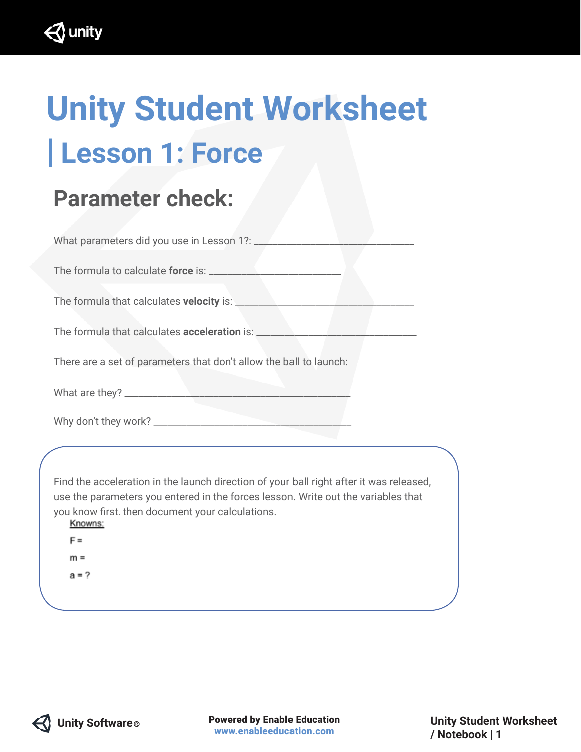# Unity Student Worksheet

## | Lesson 1: Force

### Parameter check:

What parameters did you use in Lesson 1?: ________________________________

The formula to calculate **force** is: __________________________

The formula that calculates **velocity** is: ___________________________________

The formula that calculates **acceleration** is: ________________________________

There are a set of parameters that don't allow the ball to launch:

What are they? _____________________________________________

Why don't they work? _______________________________________

Find the acceleration in the launch direction of your ball right after it was released, use the parameters you entered in the forces lesson. Write out the variables that you know first. then document your calculations.

Knowns:

F =

m =

a = ?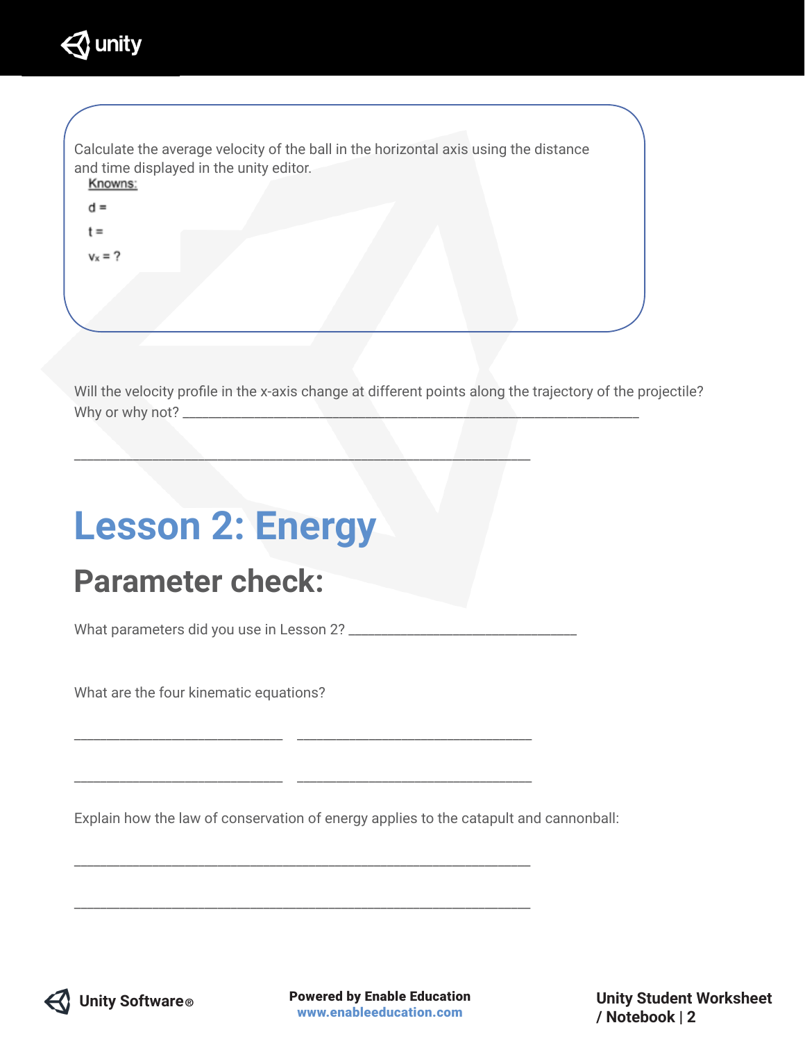Calculate the average velocity of the ball in the horizontal axis using the distance and time displayed in the unity editor.

Knowns:

$d =$

$t =$

$v_x = ?$

Will the velocity profile in the x-axis change at different points along the trajectory of the projectile? Why or why not? ___________________________________________________________

___________________________________________________________

# Lesson 2: Energy

## Parameter check:

What parameters did you use in Lesson 2? ______________________________

What are the four kinematic equations?

___________________________ ______________________________

___________________________ ______________________________

Explain how the law of conservation of energy applies to the catapult and cannonball:

___________________________________________________________

___________________________________________________________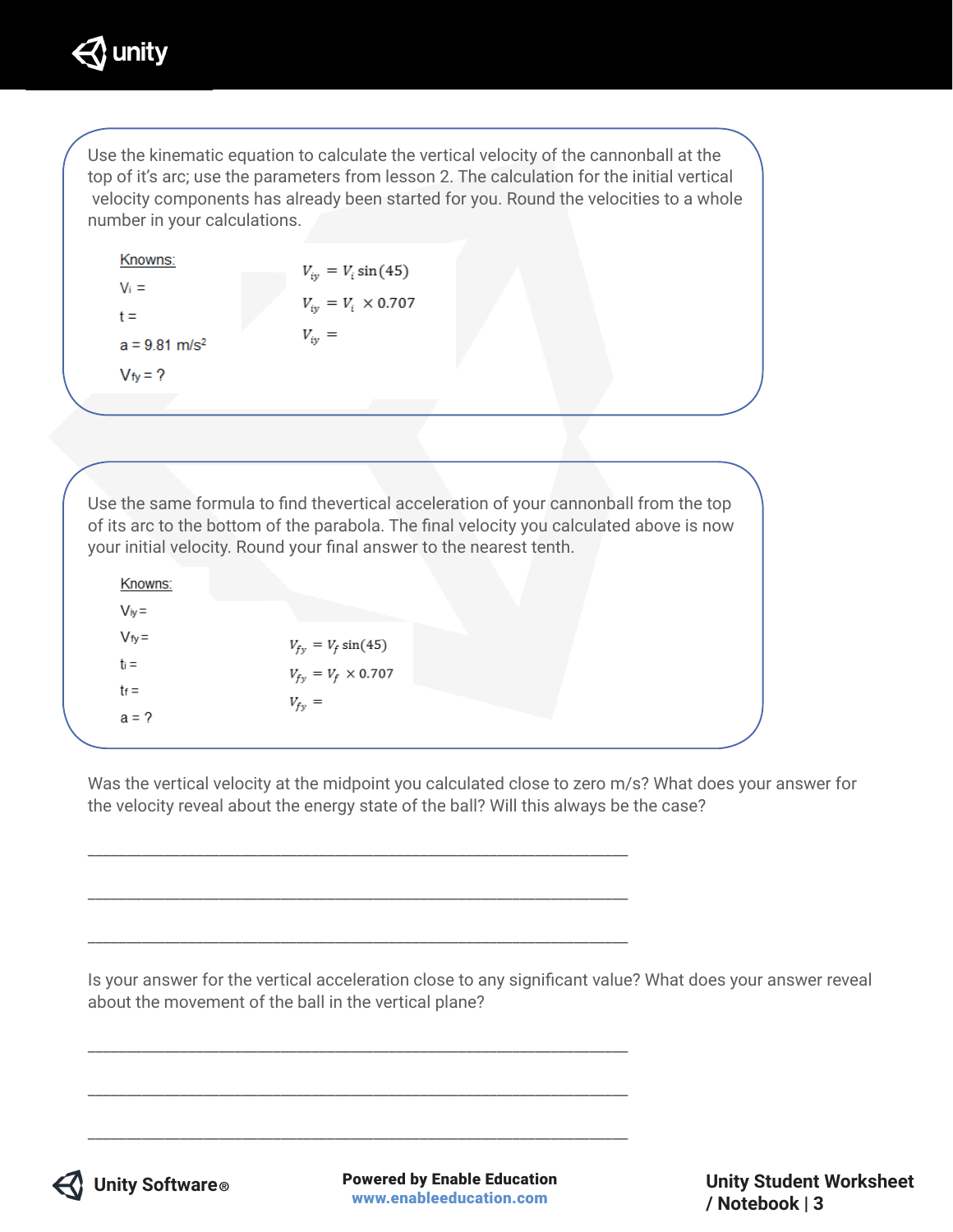Use the kinematic equation to calculate the vertical velocity of the cannonball at the top of it's arc; use the parameters from lesson 2. The calculation for the initial vertical velocity components has already been started for you. Round the velocities to a whole number in your calculations.

Knowns:

$V_i$ =

t =

a = 9.81 m/s$^2$

$V_{fy}$ = ?

$$V_{iy} = V_i \sin(45)$$

$$V_{iy} = V_i \times 0.707$$

$$V_{iy} =$$

Use the same formula to find thevertical acceleration of your cannonball from the top of its arc to the bottom of the parabola. The final velocity you calculated above is now your initial velocity. Round your final answer to the nearest tenth.

Knowns:

$V_{iy}$ =

$V_{fy}$ =

$t_i$ =

$t_f$ =

a = ?

$$V_{fy} = V_f \sin(45)$$

$$V_{fy} = V_f \times 0.707$$

$$V_{fy} =$$

Was the vertical velocity at the midpoint you calculated close to zero m/s? What does your answer for the velocity reveal about the energy state of the ball? Will this always be the case?

\_\_\_\_\_\_\_\_\_\_\_\_\_\_\_\_\_\_\_\_\_\_\_\_\_\_\_\_\_\_\_\_\_\_\_\_\_\_\_\_\_\_\_\_\_\_\_\_\_\_\_\_\_\_\_\_\_\_\_\_

\_\_\_\_\_\_\_\_\_\_\_\_\_\_\_\_\_\_\_\_\_\_\_\_\_\_\_\_\_\_\_\_\_\_\_\_\_\_\_\_\_\_\_\_\_\_\_\_\_\_\_\_\_\_\_\_\_\_\_\_

\_\_\_\_\_\_\_\_\_\_\_\_\_\_\_\_\_\_\_\_\_\_\_\_\_\_\_\_\_\_\_\_\_\_\_\_\_\_\_\_\_\_\_\_\_\_\_\_\_\_\_\_\_\_\_\_\_\_\_\_

Is your answer for the vertical acceleration close to any significant value? What does your answer reveal about the movement of the ball in the vertical plane?

\_\_\_\_\_\_\_\_\_\_\_\_\_\_\_\_\_\_\_\_\_\_\_\_\_\_\_\_\_\_\_\_\_\_\_\_\_\_\_\_\_\_\_\_\_\_\_\_\_\_\_\_\_\_\_\_\_\_\_\_

\_\_\_\_\_\_\_\_\_\_\_\_\_\_\_\_\_\_\_\_\_\_\_\_\_\_\_\_\_\_\_\_\_\_\_\_\_\_\_\_\_\_\_\_\_\_\_\_\_\_\_\_\_\_\_\_\_\_\_\_

\_\_\_\_\_\_\_\_\_\_\_\_\_\_\_\_\_\_\_\_\_\_\_\_\_\_\_\_\_\_\_\_\_\_\_\_\_\_\_\_\_\_\_\_\_\_\_\_\_\_\_\_\_\_\_\_\_\_\_\_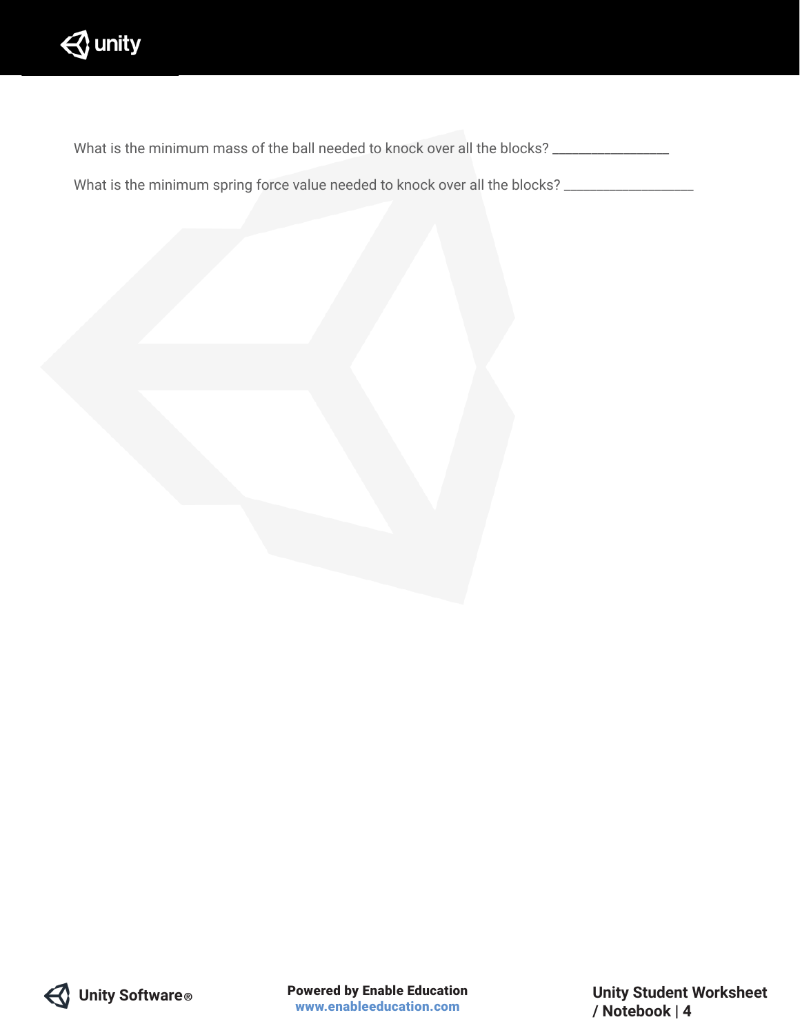What is the minimum mass of the ball needed to knock over all the blocks? _______________

What is the minimum spring force value needed to knock over all the blocks? _________________